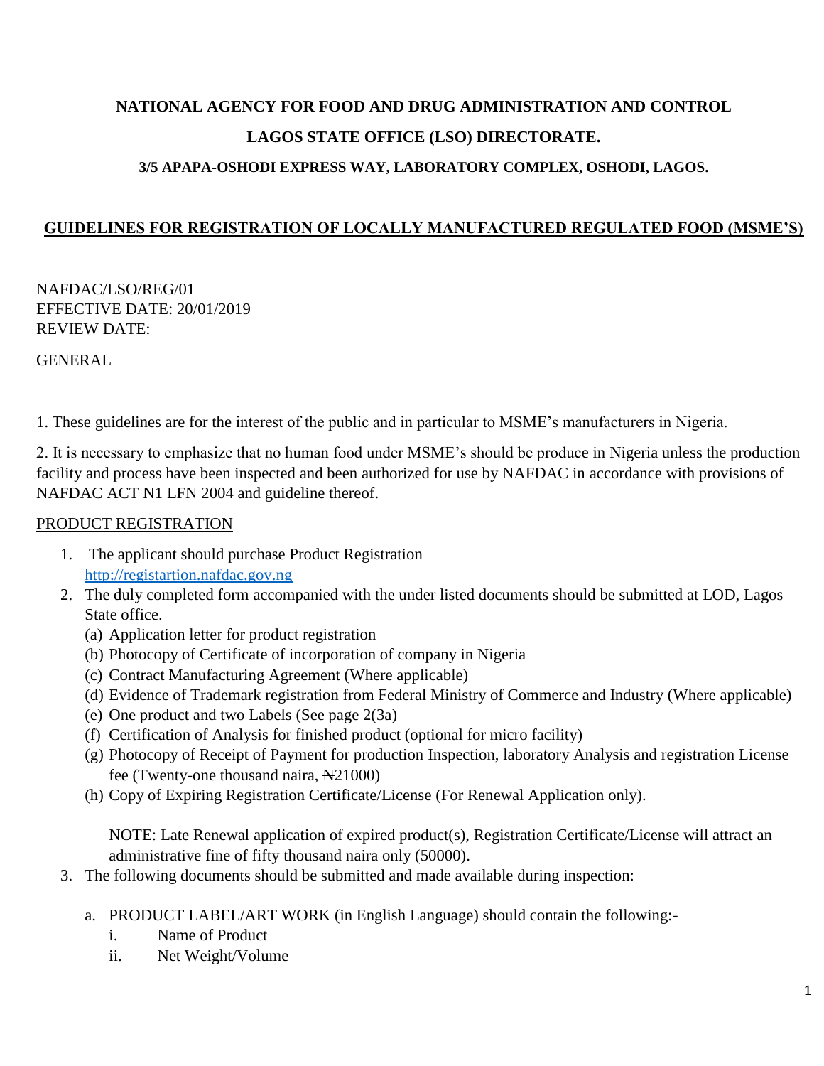# NATIONAL AGENCY FOR FOOD AND DRUG ADMINISTRATION AND CONTROL

## LAGOS STATE OFFICE (LSO) DIRECTORATE.

### 3/5 APAPA-OSHODI EXPRESS WAY, LABORATORY COMPLEX, OSHODI, LAGOS.

## <u>GUIDELINES FOR REGISTRATION OF LOCALLY MANUFACTURED REGULATED FOOD (MSME'S)</u>

NAFDAC/LSO/REG/01
EFFECTIVE DATE: 20/01/2019
REVIEW DATE:

GENERAL

1. These guidelines are for the interest of the public and in particular to MSME's manufacturers in Nigeria.

2. It is necessary to emphasize that no human food under MSME's should be produce in Nigeria unless the production facility and process have been inspected and been authorized for use by NAFDAC in accordance with provisions of NAFDAC ACT N1 LFN 2004 and guideline thereof.

<u>PRODUCT REGISTRATION</u>

1. The applicant should purchase Product Registration [http://registartion.nafdac.gov.ng](http://registartion.nafdac.gov.ng)
2. The duly completed form accompanied with the under listed documents should be submitted at LOD, Lagos State office.
   (a) Application letter for product registration
   (b) Photocopy of Certificate of incorporation of company in Nigeria
   (c) Contract Manufacturing Agreement (Where applicable)
   (d) Evidence of Trademark registration from Federal Ministry of Commerce and Industry (Where applicable)
   (e) One product and two Labels (See page 2(3a)
   (f) Certification of Analysis for finished product (optional for micro facility)
   (g) Photocopy of Receipt of Payment for production Inspection, laboratory Analysis and registration License fee (Twenty-one thousand naira, ₦21000)
   (h) Copy of Expiring Registration Certificate/License (For Renewal Application only).

   NOTE: Late Renewal application of expired product(s), Registration Certificate/License will attract an administrative fine of fifty thousand naira only (50000).
3. The following documents should be submitted and made available during inspection:

   a. PRODUCT LABEL/ART WORK (in English Language) should contain the following:-
      i. Name of Product
      ii. Net Weight/Volume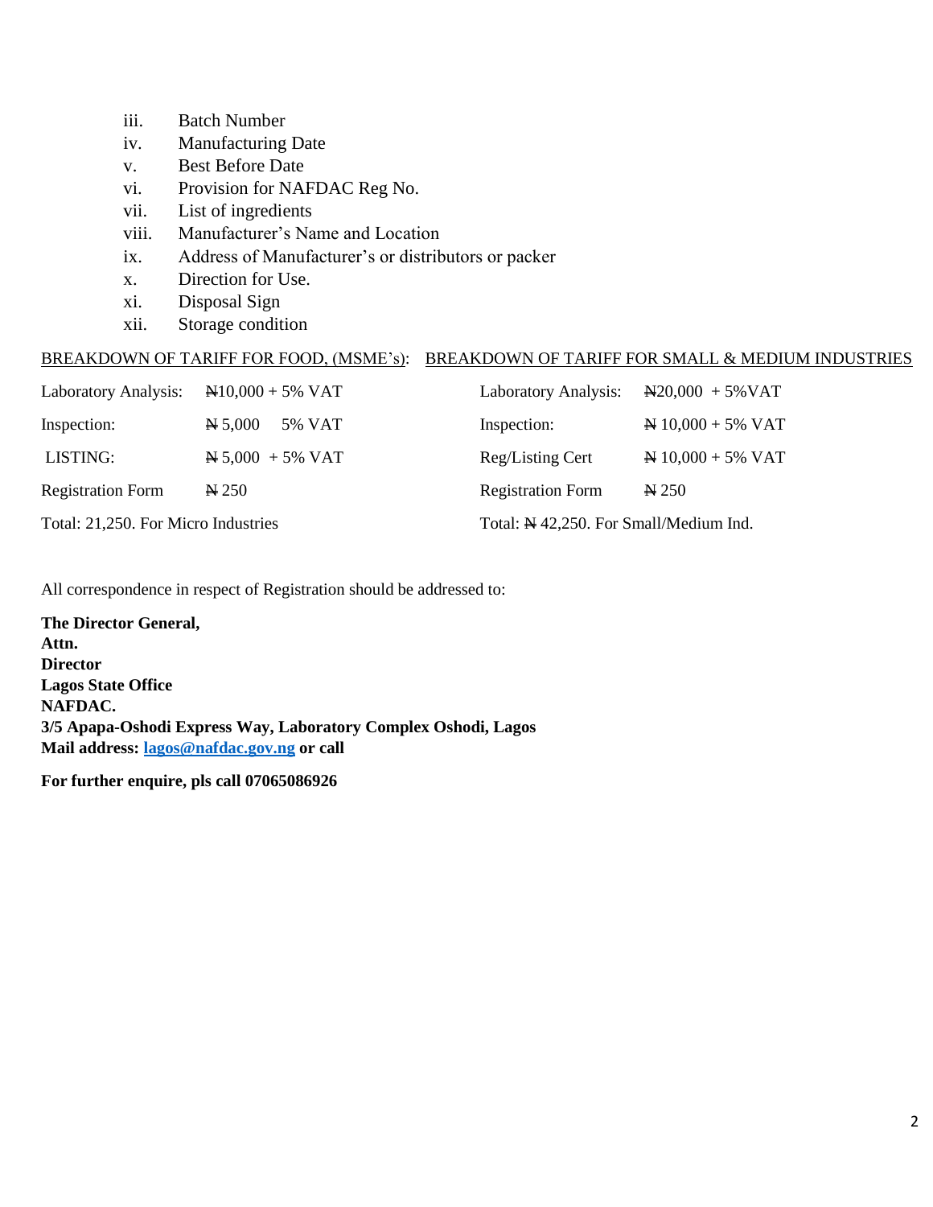iii. Batch Number
iv. Manufacturing Date
v. Best Before Date
vi. Provision for NAFDAC Reg No.
vii. List of ingredients
viii. Manufacturer's Name and Location
ix. Address of Manufacturer's or distributors or packer
x. Direction for Use.
xi. Disposal Sign
xii. Storage condition

| BREAKDOWN OF TARIFF FOR FOOD, (MSME's): | | BREAKDOWN OF TARIFF FOR SMALL & MEDIUM INDUSTRIES | |
|---|---|---|---|
| Laboratory Analysis: | ₦10,000 + 5% VAT | Laboratory Analysis: | ₦20,000 + 5%VAT |
| Inspection: | ₦ 5,000 5% VAT | Inspection: | ₦ 10,000 + 5% VAT |
| LISTING: | ₦ 5,000 + 5% VAT | Reg/Listing Cert | ₦ 10,000 + 5% VAT |
| Registration Form | ₦ 250 | Registration Form | ₦ 250 |
| Total: 21,250. For Micro Industries | | Total: ₦ 42,250. For Small/Medium Ind. | |

All correspondence in respect of Registration should be addressed to:

**The Director General,**
**Attn.**
**Director**
**Lagos State Office**
**NAFDAC.**
**3/5 Apapa-Oshodi Express Way, Laboratory Complex Oshodi, Lagos**
**Mail address: lagos@nafdac.gov.ng or call**

**For further enquire, pls call 07065086926**